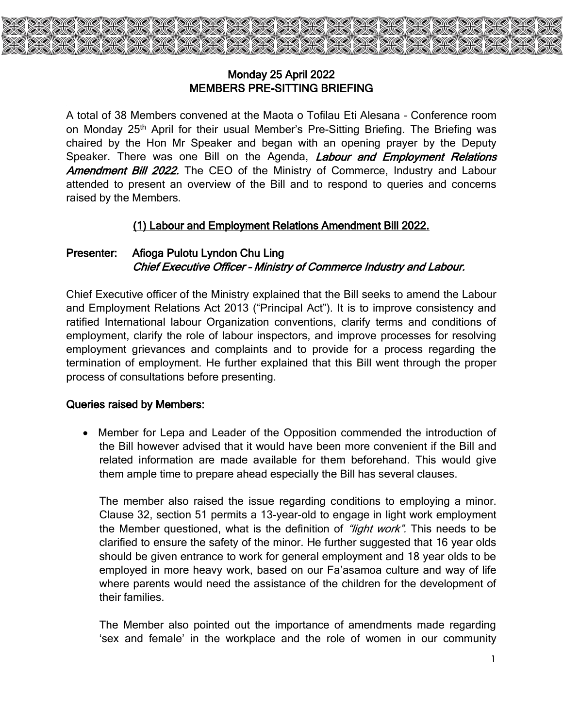# Monday 25 April 2022
# MEMBERS PRE-SITTING BRIEFING

A total of 38 Members convened at the Maota o Tofilau Eti Alesana – Conference room on Monday 25th April for their usual Member's Pre-Sitting Briefing. The Briefing was chaired by the Hon Mr Speaker and began with an opening prayer by the Deputy Speaker. There was one Bill on the Agenda, ***Labour and Employment Relations Amendment Bill 2022.*** The CEO of the Ministry of Commerce, Industry and Labour attended to present an overview of the Bill and to respond to queries and concerns raised by the Members.

## (1) Labour and Employment Relations Amendment Bill 2022.

**Presenter:** **Afioga Pulotu Lyndon Chu Ling**
***Chief Executive Officer – Ministry of Commerce Industry and Labour.***

Chief Executive officer of the Ministry explained that the Bill seeks to amend the Labour and Employment Relations Act 2013 ("Principal Act"). It is to improve consistency and ratified International labour Organization conventions, clarify terms and conditions of employment, clarify the role of labour inspectors, and improve processes for resolving employment grievances and complaints and to provide for a process regarding the termination of employment. He further explained that this Bill went through the proper process of consultations before presenting.

**Queries raised by Members:**

- Member for Lepa and Leader of the Opposition commended the introduction of the Bill however advised that it would have been more convenient if the Bill and related information are made available for them beforehand. This would give them ample time to prepare ahead especially the Bill has several clauses.

  The member also raised the issue regarding conditions to employing a minor. Clause 32, section 51 permits a 13-year-old to engage in light work employment the Member questioned, what is the definition of *"light work".* This needs to be clarified to ensure the safety of the minor. He further suggested that 16 year olds should be given entrance to work for general employment and 18 year olds to be employed in more heavy work, based on our Fa'asamoa culture and way of life where parents would need the assistance of the children for the development of their families.

  The Member also pointed out the importance of amendments made regarding 'sex and female' in the workplace and the role of women in our community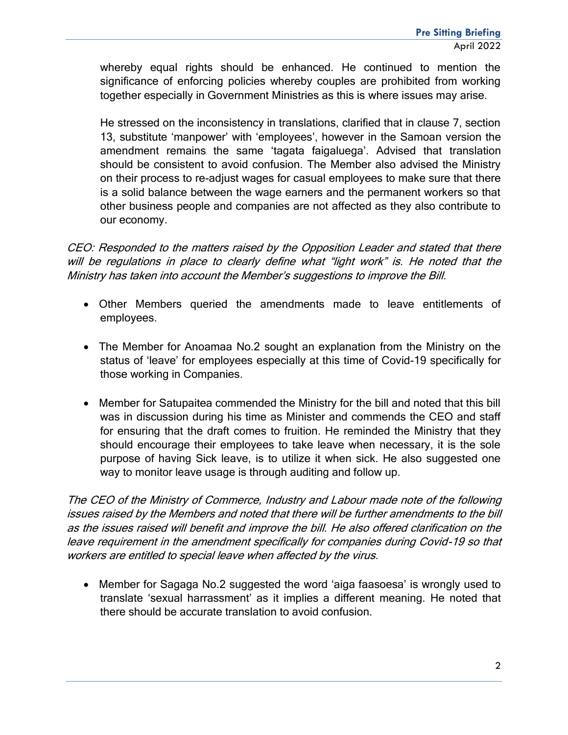whereby equal rights should be enhanced. He continued to mention the significance of enforcing policies whereby couples are prohibited from working together especially in Government Ministries as this is where issues may arise.

He stressed on the inconsistency in translations, clarified that in clause 7, section 13, substitute 'manpower' with 'employees', however in the Samoan version the amendment remains the same 'tagata faigaluega'. Advised that translation should be consistent to avoid confusion. The Member also advised the Ministry on their process to re-adjust wages for casual employees to make sure that there is a solid balance between the wage earners and the permanent workers so that other business people and companies are not affected as they also contribute to our economy.

*CEO: Responded to the matters raised by the Opposition Leader and stated that there will be regulations in place to clearly define what "light work" is. He noted that the Ministry has taken into account the Member's suggestions to improve the Bill.*

- Other Members queried the amendments made to leave entitlements of employees.
- The Member for Anoamaa No.2 sought an explanation from the Ministry on the status of 'leave' for employees especially at this time of Covid-19 specifically for those working in Companies.
- Member for Satupaitea commended the Ministry for the bill and noted that this bill was in discussion during his time as Minister and commends the CEO and staff for ensuring that the draft comes to fruition. He reminded the Ministry that they should encourage their employees to take leave when necessary, it is the sole purpose of having Sick leave, is to utilize it when sick. He also suggested one way to monitor leave usage is through auditing and follow up.

*The CEO of the Ministry of Commerce, Industry and Labour made note of the following issues raised by the Members and noted that there will be further amendments to the bill as the issues raised will benefit and improve the bill. He also offered clarification on the leave requirement in the amendment specifically for companies during Covid-19 so that workers are entitled to special leave when affected by the virus.*

- Member for Sagaga No.2 suggested the word 'aiga faasoesa' is wrongly used to translate 'sexual harrassment' as it implies a different meaning. He noted that there should be accurate translation to avoid confusion.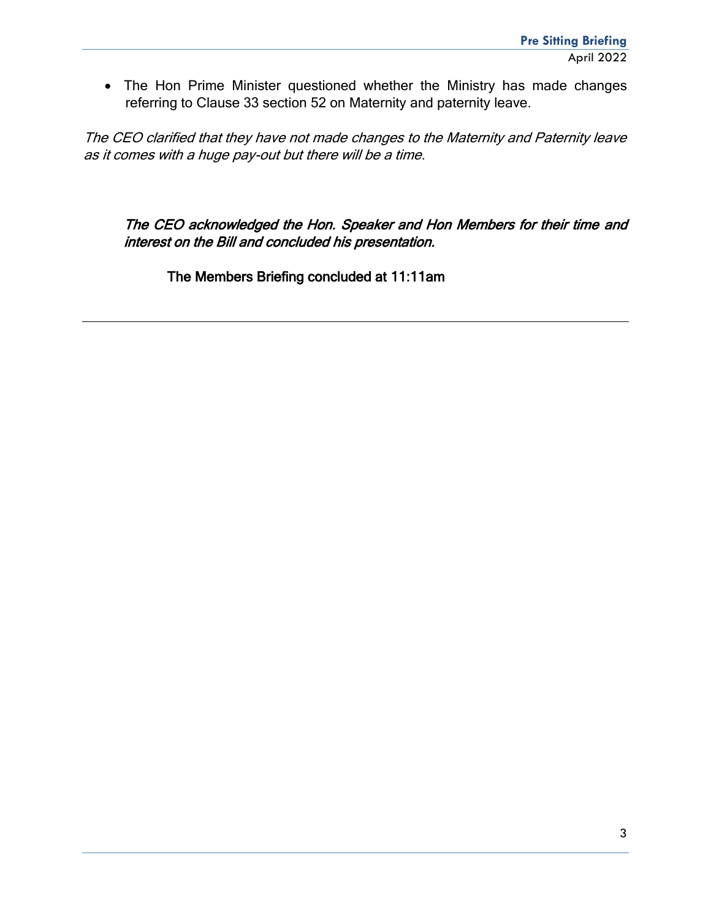- The Hon Prime Minister questioned whether the Ministry has made changes referring to Clause 33 section 52 on Maternity and paternity leave.

*The CEO clarified that they have not made changes to the Maternity and Paternity leave as it comes with a huge pay-out but there will be a time.*

*The CEO acknowledged the Hon. Speaker and Hon Members for their time and interest on the Bill and concluded his presentation.*

The Members Briefing concluded at 11:11am

---